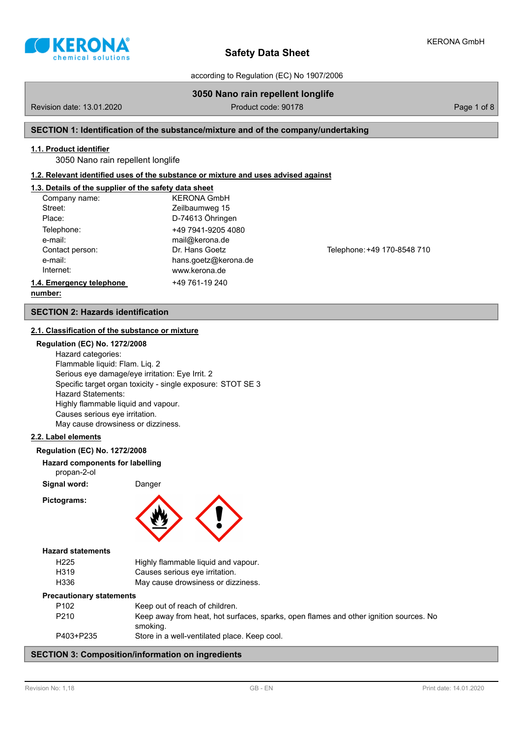# Safety Data Sheet

according to Regulation (EC) No 1907/2006

**3050 Nano rain repellent longlife**

Revision date: 13.01.2020 | Product code: 90178

## SECTION 1: Identification of the substance/mixture and of the company/undertaking

### 1.1. Product identifier

3050 Nano rain repellent longlife

### 1.2. Relevant identified uses of the substance or mixture and uses advised against

### 1.3. Details of the supplier of the safety data sheet

| | | |
|---|---|---|
| Company name: | KERONA GmbH | |
| Street: | Zeilbaumweg 15 | |
| Place: | D-74613 Öhringen | |
| Telephone: | +49 7941-9205 4080 | |
| e-mail: | mail@kerona.de | |
| Contact person: | Dr. Hans Goetz | Telephone: +49 170-8548 710 |
| e-mail: | hans.goetz@kerona.de | |
| Internet: | www.kerona.de | |

### 1.4. Emergency telephone number:

+49 761-19 240

## SECTION 2: Hazards identification

### 2.1. Classification of the substance or mixture

**Regulation (EC) No. 1272/2008**

Hazard categories:
Flammable liquid: Flam. Liq. 2
Serious eye damage/eye irritation: Eye Irrit. 2
Specific target organ toxicity - single exposure: STOT SE 3
Hazard Statements:
Highly flammable liquid and vapour.
Causes serious eye irritation.
May cause drowsiness or dizziness.

### 2.2. Label elements

**Regulation (EC) No. 1272/2008**

**Hazard components for labelling**

propan-2-ol

**Signal word:** Danger

**Pictograms:**

**Hazard statements**

| | |
|---|---|
| H225 | Highly flammable liquid and vapour. |
| H319 | Causes serious eye irritation. |
| H336 | May cause drowsiness or dizziness. |

**Precautionary statements**

| | |
|---|---|
| P102 | Keep out of reach of children. |
| P210 | Keep away from heat, hot surfaces, sparks, open flames and other ignition sources. No smoking. |
| P403+P235 | Store in a well-ventilated place. Keep cool. |

## SECTION 3: Composition/information on ingredients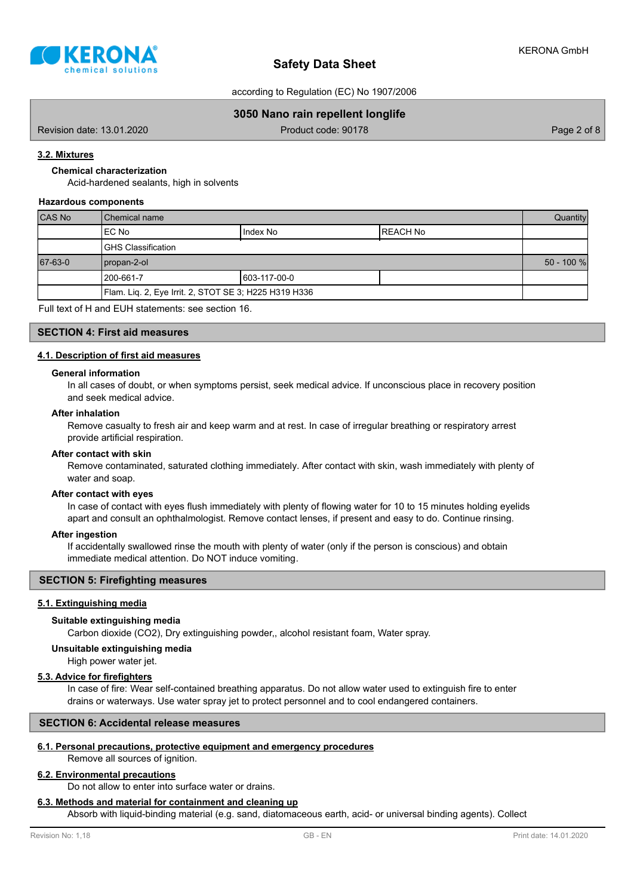### 3.2. Mixtures

**Chemical characterization**

Acid-hardened sealants, high in solvents

**Hazardous components**

| CAS No | Chemical name | | | Quantity |
|---|---|---|---|---|
| | EC No | Index No | REACH No | |
| | GHS Classification | | | |
| 67-63-0 | propan-2-ol | | | 50 - 100 % |
| | 200-661-7 | 603-117-00-0 | | |
| | Flam. Liq. 2, Eye Irrit. 2, STOT SE 3; H225 H319 H336 | | | |

Full text of H and EUH statements: see section 16.

## SECTION 4: First aid measures

### 4.1. Description of first aid measures

**General information**

In all cases of doubt, or when symptoms persist, seek medical advice. If unconscious place in recovery position and seek medical advice.

**After inhalation**

Remove casualty to fresh air and keep warm and at rest. In case of irregular breathing or respiratory arrest provide artificial respiration.

**After contact with skin**

Remove contaminated, saturated clothing immediately. After contact with skin, wash immediately with plenty of water and soap.

**After contact with eyes**

In case of contact with eyes flush immediately with plenty of flowing water for 10 to 15 minutes holding eyelids apart and consult an ophthalmologist. Remove contact lenses, if present and easy to do. Continue rinsing.

**After ingestion**

If accidentally swallowed rinse the mouth with plenty of water (only if the person is conscious) and obtain immediate medical attention. Do NOT induce vomiting.

## SECTION 5: Firefighting measures

### 5.1. Extinguishing media

**Suitable extinguishing media**

Carbon dioxide ($CO_2$), Dry extinguishing powder,, alcohol resistant foam, Water spray.

**Unsuitable extinguishing media**

High power water jet.

### 5.3. Advice for firefighters

In case of fire: Wear self-contained breathing apparatus. Do not allow water used to extinguish fire to enter drains or waterways. Use water spray jet to protect personnel and to cool endangered containers.

## SECTION 6: Accidental release measures

### 6.1. Personal precautions, protective equipment and emergency procedures

Remove all sources of ignition.

### 6.2. Environmental precautions

Do not allow to enter into surface water or drains.

### 6.3. Methods and material for containment and cleaning up

Absorb with liquid-binding material (e.g. sand, diatomaceous earth, acid- or universal binding agents). Collect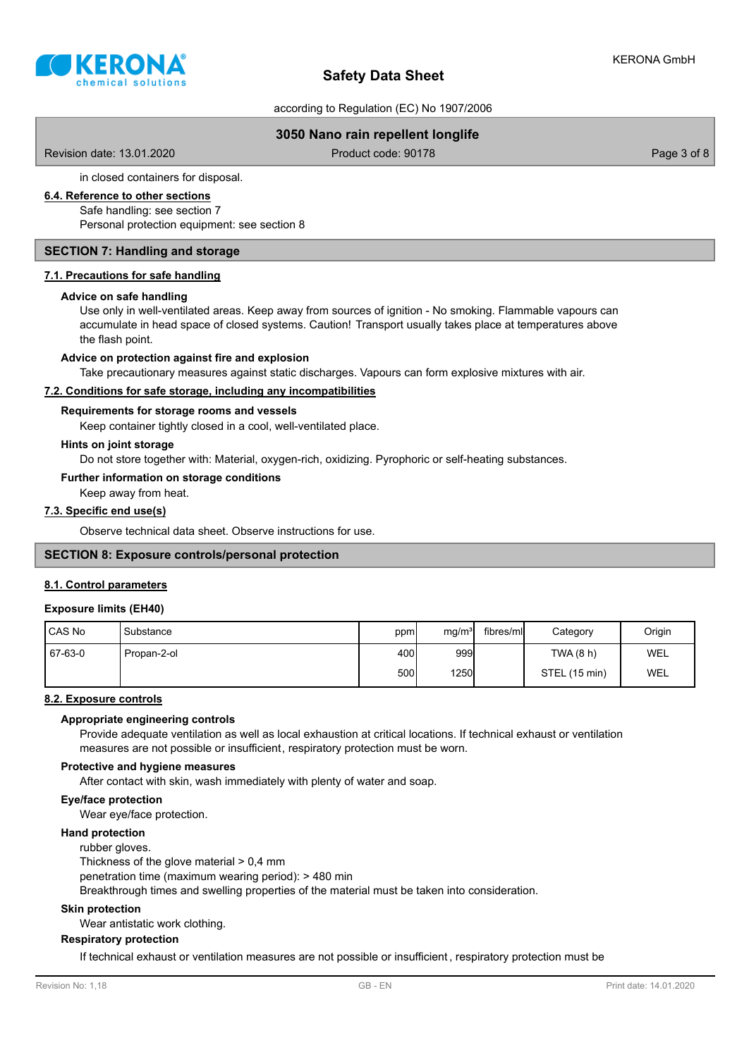in closed containers for disposal.

### 6.4. Reference to other sections

Safe handling: see section 7
Personal protection equipment: see section 8

## SECTION 7: Handling and storage

### 7.1. Precautions for safe handling

**Advice on safe handling**

Use only in well-ventilated areas. Keep away from sources of ignition - No smoking. Flammable vapours can accumulate in head space of closed systems. Caution! Transport usually takes place at temperatures above the flash point.

**Advice on protection against fire and explosion**

Take precautionary measures against static discharges. Vapours can form explosive mixtures with air.

### 7.2. Conditions for safe storage, including any incompatibilities

**Requirements for storage rooms and vessels**

Keep container tightly closed in a cool, well-ventilated place.

**Hints on joint storage**

Do not store together with: Material, oxygen-rich, oxidizing. Pyrophoric or self-heating substances.

**Further information on storage conditions**

Keep away from heat.

### 7.3. Specific end use(s)

Observe technical data sheet. Observe instructions for use.

## SECTION 8: Exposure controls/personal protection

### 8.1. Control parameters

**Exposure limits (EH40)**

| CAS No | Substance | ppm | mg/m³ | fibres/ml | Category | Origin |
|---|---|---|---|---|---|---|
| 67-63-0 | Propan-2-ol | 400 | 999 | | TWA (8 h) | WEL |
| | | 500 | 1250 | | STEL (15 min) | WEL |

### 8.2. Exposure controls

**Appropriate engineering controls**

Provide adequate ventilation as well as local exhaustion at critical locations. If technical exhaust or ventilation measures are not possible or insufficient, respiratory protection must be worn.

**Protective and hygiene measures**

After contact with skin, wash immediately with plenty of water and soap.

**Eye/face protection**

Wear eye/face protection.

**Hand protection**

rubber gloves.
Thickness of the glove material > 0,4 mm
penetration time (maximum wearing period): > 480 min
Breakthrough times and swelling properties of the material must be taken into consideration.

**Skin protection**

Wear antistatic work clothing.

**Respiratory protection**

If technical exhaust or ventilation measures are not possible or insufficient, respiratory protection must be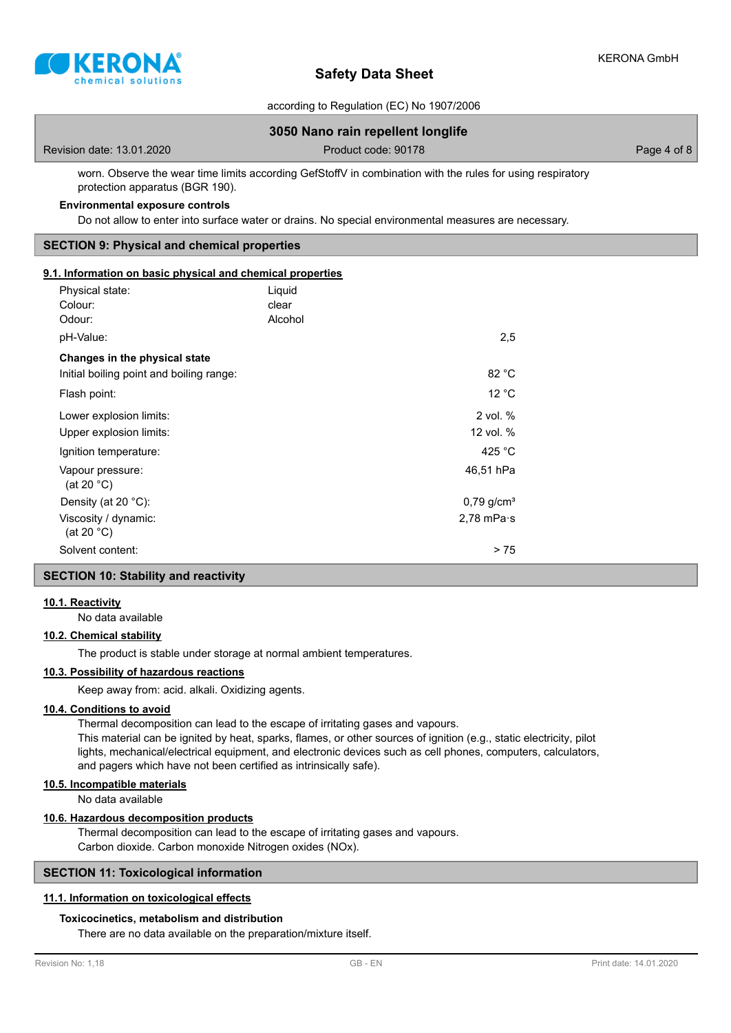worn. Observe the wear time limits according GefStoffV in combination with the rules for using respiratory protection apparatus (BGR 190).

**Environmental exposure controls**

Do not allow to enter into surface water or drains. No special environmental measures are necessary.

## SECTION 9: Physical and chemical properties

### 9.1. Information on basic physical and chemical properties

| | | |
|---|---|---|
| Physical state: | Liquid | |
| Colour: | clear | |
| Odour: | Alcohol | |
| pH-Value: | | 2,5 |
| **Changes in the physical state** | | |
| Initial boiling point and boiling range: | | 82 °C |
| Flash point: | | 12 °C |
| Lower explosion limits: | | 2 vol. % |
| Upper explosion limits: | | 12 vol. % |
| Ignition temperature: | | 425 °C |
| Vapour pressure: (at 20 °C) | | 46,51 hPa |
| Density (at 20 °C): | | 0,79 g/cm³ |
| Viscosity / dynamic: (at 20 °C) | | 2,78 mPa·s |
| Solvent content: | | > 75 |

## SECTION 10: Stability and reactivity

### 10.1. Reactivity

No data available

### 10.2. Chemical stability

The product is stable under storage at normal ambient temperatures.

### 10.3. Possibility of hazardous reactions

Keep away from: acid. alkali. Oxidizing agents.

### 10.4. Conditions to avoid

Thermal decomposition can lead to the escape of irritating gases and vapours.
This material can be ignited by heat, sparks, flames, or other sources of ignition (e.g., static electricity, pilot lights, mechanical/electrical equipment, and electronic devices such as cell phones, computers, calculators, and pagers which have not been certified as intrinsically safe).

### 10.5. Incompatible materials

No data available

### 10.6. Hazardous decomposition products

Thermal decomposition can lead to the escape of irritating gases and vapours.
Carbon dioxide. Carbon monoxide Nitrogen oxides (NOx).

## SECTION 11: Toxicological information

### 11.1. Information on toxicological effects

**Toxicocinetics, metabolism and distribution**

There are no data available on the preparation/mixture itself.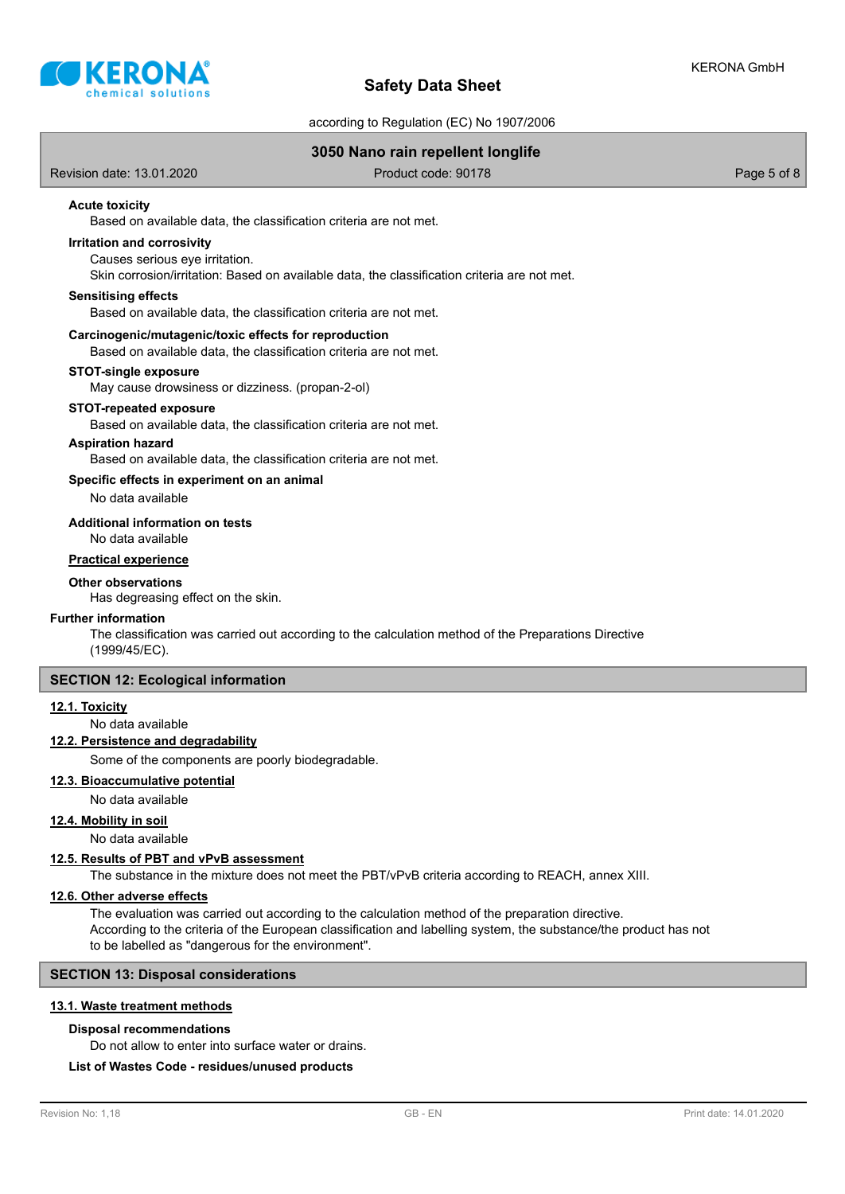**Acute toxicity**

Based on available data, the classification criteria are not met.

**Irritation and corrosivity**

Causes serious eye irritation.
Skin corrosion/irritation: Based on available data, the classification criteria are not met.

**Sensitising effects**

Based on available data, the classification criteria are not met.

**Carcinogenic/mutagenic/toxic effects for reproduction**

Based on available data, the classification criteria are not met.

**STOT-single exposure**

May cause drowsiness or dizziness. (propan-2-ol)

**STOT-repeated exposure**

Based on available data, the classification criteria are not met.

**Aspiration hazard**

Based on available data, the classification criteria are not met.

**Specific effects in experiment on an animal**

No data available

**Additional information on tests**

No data available

**Practical experience**

**Other observations**

Has degreasing effect on the skin.

**Further information**

The classification was carried out according to the calculation method of the Preparations Directive (1999/45/EC).

## SECTION 12: Ecological information

### 12.1. Toxicity

No data available

### 12.2. Persistence and degradability

Some of the components are poorly biodegradable.

### 12.3. Bioaccumulative potential

No data available

### 12.4. Mobility in soil

No data available

### 12.5. Results of PBT and vPvB assessment

The substance in the mixture does not meet the PBT/vPvB criteria according to REACH, annex XIII.

### 12.6. Other adverse effects

The evaluation was carried out according to the calculation method of the preparation directive.
According to the criteria of the European classification and labelling system, the substance/the product has not to be labelled as "dangerous for the environment".

## SECTION 13: Disposal considerations

### 13.1. Waste treatment methods

**Disposal recommendations**

Do not allow to enter into surface water or drains.

**List of Wastes Code - residues/unused products**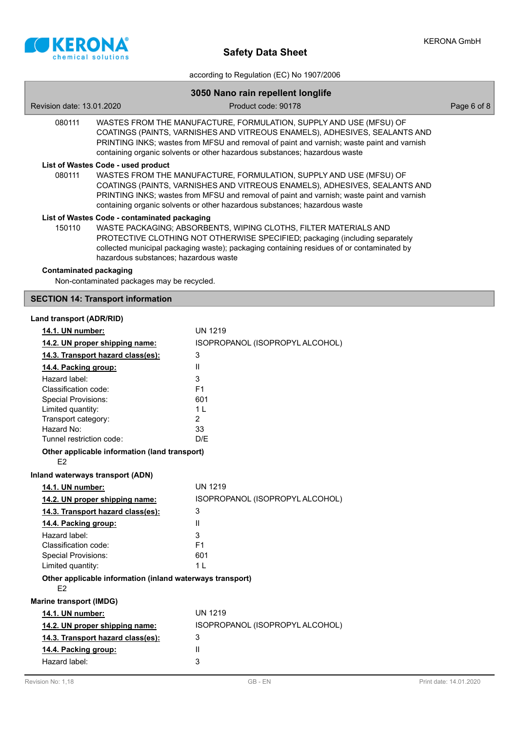| | |
|---|---|
| 080111 | WASTES FROM THE MANUFACTURE, FORMULATION, SUPPLY AND USE (MFSU) OF COATINGS (PAINTS, VARNISHES AND VITREOUS ENAMELS), ADHESIVES, SEALANTS AND PRINTING INKS; wastes from MFSU and removal of paint and varnish; waste paint and varnish containing organic solvents or other hazardous substances; hazardous waste |

**List of Wastes Code - used product**

| | |
|---|---|
| 080111 | WASTES FROM THE MANUFACTURE, FORMULATION, SUPPLY AND USE (MFSU) OF COATINGS (PAINTS, VARNISHES AND VITREOUS ENAMELS), ADHESIVES, SEALANTS AND PRINTING INKS; wastes from MFSU and removal of paint and varnish; waste paint and varnish containing organic solvents or other hazardous substances; hazardous waste |

**List of Wastes Code - contaminated packaging**

| | |
|---|---|
| 150110 | WASTE PACKAGING; ABSORBENTS, WIPING CLOTHS, FILTER MATERIALS AND PROTECTIVE CLOTHING NOT OTHERWISE SPECIFIED; packaging (including separately collected municipal packaging waste); packaging containing residues of or contaminated by hazardous substances; hazardous waste |

**Contaminated packaging**

Non-contaminated packages may be recycled.

## SECTION 14: Transport information

### Land transport (ADR/RID)

| | |
|---|---|
| **14.1. UN number:** | UN 1219 |
| **14.2. UN proper shipping name:** | ISOPROPANOL (ISOPROPYL ALCOHOL) |
| **14.3. Transport hazard class(es):** | 3 |
| **14.4. Packing group:** | II |
| Hazard label: | 3 |
| Classification code: | F1 |
| Special Provisions: | 601 |
| Limited quantity: | 1 L |
| Transport category: | 2 |
| Hazard No: | 33 |
| Tunnel restriction code: | D/E |

**Other applicable information (land transport)**

E2

### Inland waterways transport (ADN)

| | |
|---|---|
| **14.1. UN number:** | UN 1219 |
| **14.2. UN proper shipping name:** | ISOPROPANOL (ISOPROPYL ALCOHOL) |
| **14.3. Transport hazard class(es):** | 3 |
| **14.4. Packing group:** | II |
| Hazard label: | 3 |
| Classification code: | F1 |
| Special Provisions: | 601 |
| Limited quantity: | 1 L |

**Other applicable information (inland waterways transport)**

E2

### Marine transport (IMDG)

| | |
|---|---|
| **14.1. UN number:** | UN 1219 |
| **14.2. UN proper shipping name:** | ISOPROPANOL (ISOPROPYL ALCOHOL) |
| **14.3. Transport hazard class(es):** | 3 |
| **14.4. Packing group:** | II |
| Hazard label: | 3 |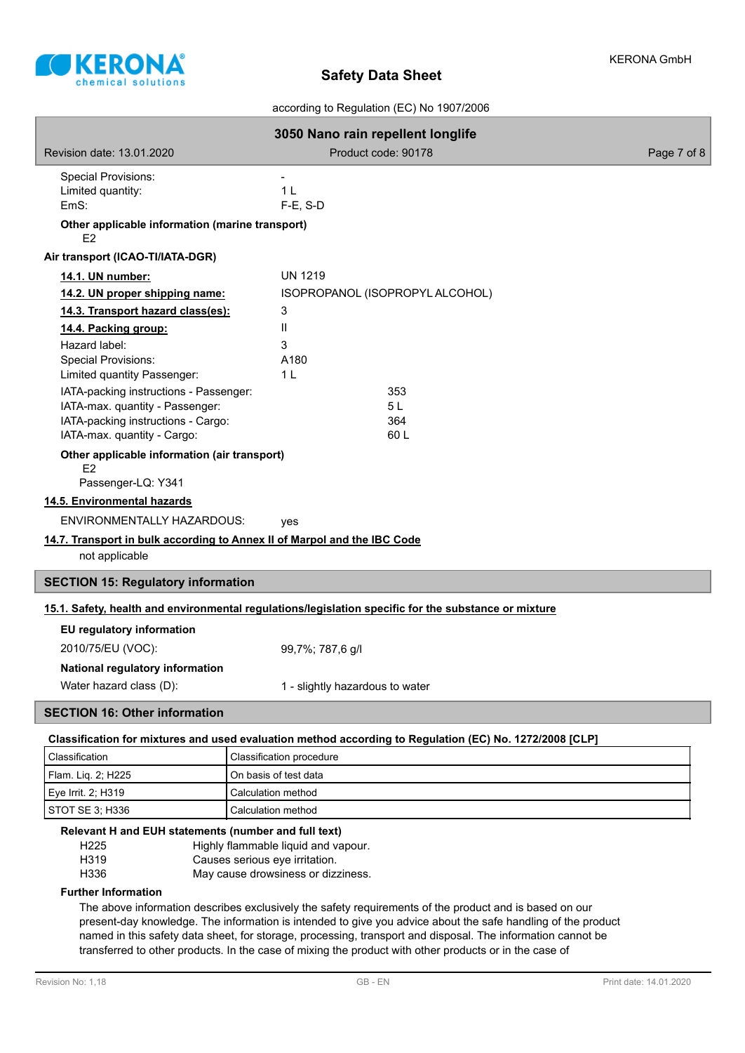Special Provisions: -
Limited quantity: 1 L
EmS: F-E, S-D

**Other applicable information (marine transport)**
E2

**Air transport (ICAO-TI/IATA-DGR)**

| | |
|---|---|
| **14.1. UN number:** | UN 1219 |
| **14.2. UN proper shipping name:** | ISOPROPANOL (ISOPROPYL ALCOHOL) |
| **14.3. Transport hazard class(es):** | 3 |
| **14.4. Packing group:** | II |
| Hazard label: | 3 |
| Special Provisions: | A180 |
| Limited quantity Passenger: | 1 L |
| IATA-packing instructions - Passenger: | 353 |
| IATA-max. quantity - Passenger: | 5 L |
| IATA-packing instructions - Cargo: | 364 |
| IATA-max. quantity - Cargo: | 60 L |

**Other applicable information (air transport)**
E2
Passenger-LQ: Y341

**14.5. Environmental hazards**

ENVIRONMENTALLY HAZARDOUS: yes

**14.7. Transport in bulk according to Annex II of Marpol and the IBC Code**

not applicable

## SECTION 15: Regulatory information

**15.1. Safety, health and environmental regulations/legislation specific for the substance or mixture**

**EU regulatory information**

2010/75/EU (VOC): 99,7%; 787,6 g/l

**National regulatory information**

Water hazard class (D): 1 - slightly hazardous to water

## SECTION 16: Other information

**Classification for mixtures and used evaluation method according to Regulation (EC) No. 1272/2008 [CLP]**

| Classification | Classification procedure |
|---|---|
| Flam. Liq. 2; H225 | On basis of test data |
| Eye Irrit. 2; H319 | Calculation method |
| STOT SE 3; H336 | Calculation method |

**Relevant H and EUH statements (number and full text)**

| | |
|---|---|
| H225 | Highly flammable liquid and vapour. |
| H319 | Causes serious eye irritation. |
| H336 | May cause drowsiness or dizziness. |

**Further Information**

The above information describes exclusively the safety requirements of the product and is based on our present-day knowledge. The information is intended to give you advice about the safe handling of the product named in this safety data sheet, for storage, processing, transport and disposal. The information cannot be transferred to other products. In the case of mixing the product with other products or in the case of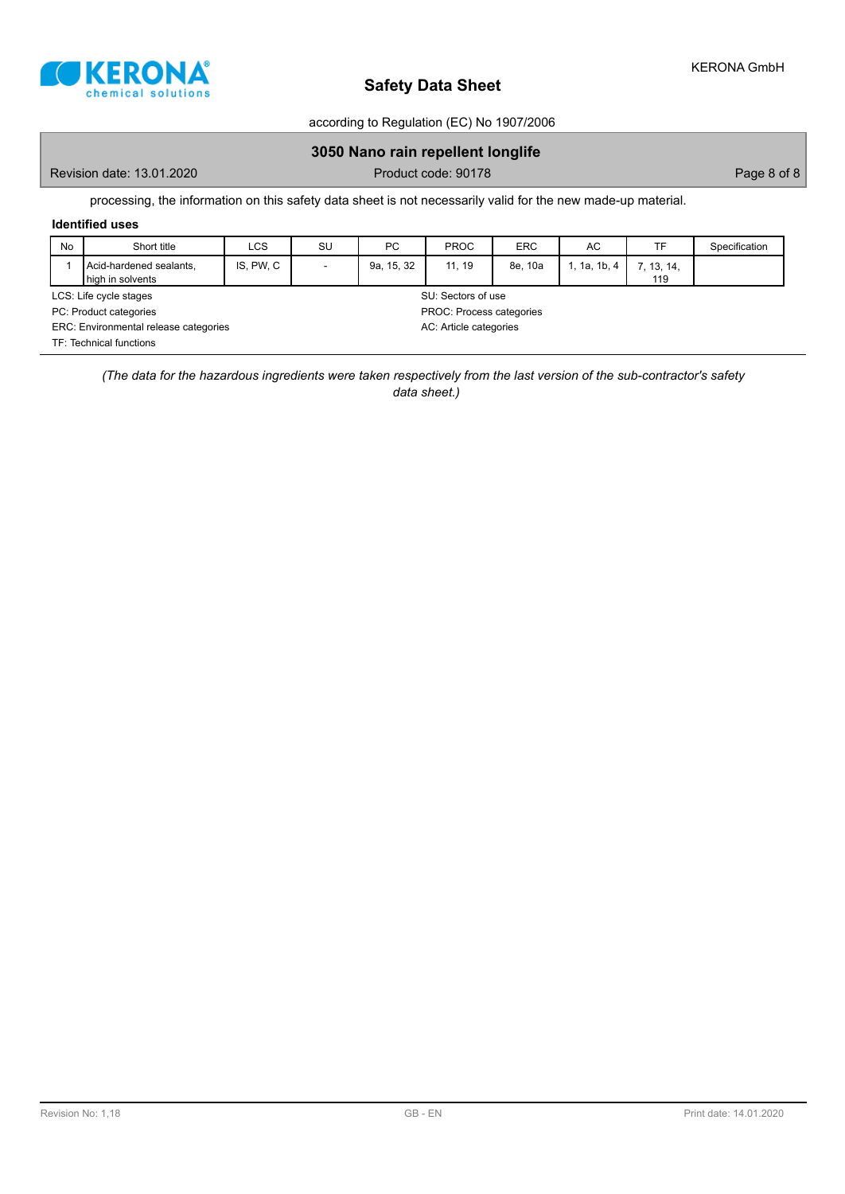processing, the information on this safety data sheet is not necessarily valid for the new made-up material.

**Identified uses**

| No | Short title | LCS | SU | PC | PROC | ERC | AC | TF | Specification |
|---|---|---|---|---|---|---|---|---|---|
| 1 | Acid-hardened sealants, high in solvents | IS, PW, C | - | 9a, 15, 32 | 11, 19 | 8e, 10a | 1, 1a, 1b, 4 | 7, 13, 14, 119 | |

LCS: Life cycle stages
SU: Sectors of use
PC: Product categories
PROC: Process categories
ERC: Environmental release categories
AC: Article categories
TF: Technical functions

*(The data for the hazardous ingredients were taken respectively from the last version of the sub-contractor's safety data sheet.)*